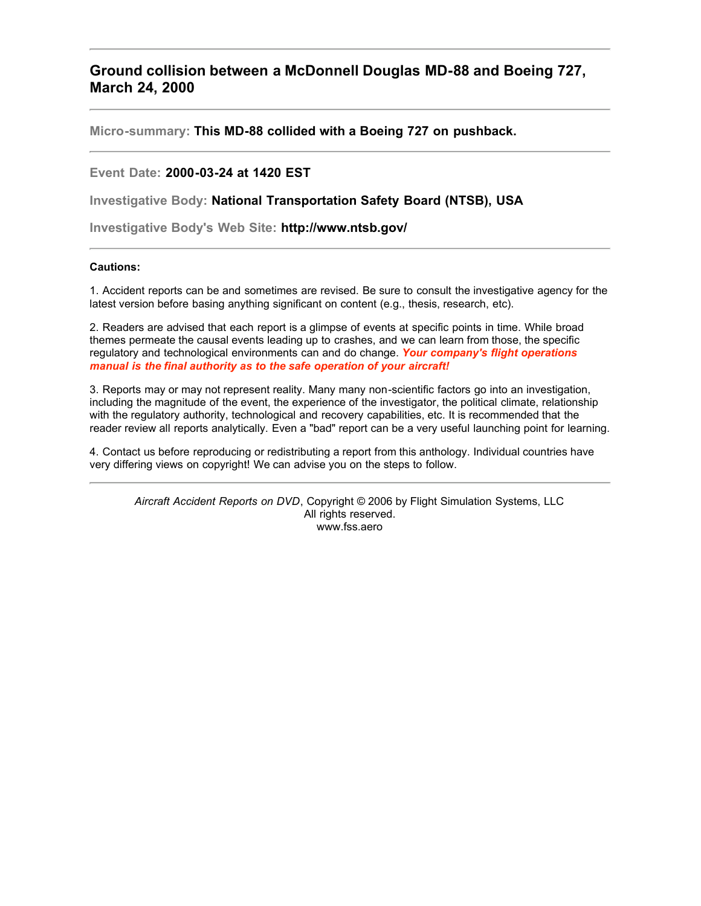## Ground collision between a McDonnell Douglas MD-88 and Boeing 727, March 24, 2000

---

**Micro-summary:** **This MD-88 collided with a Boeing 727 on pushback.**

---

**Event Date:** **2000-03-24 at 1420 EST**

**Investigative Body:** **National Transportation Safety Board (NTSB), USA**

**Investigative Body's Web Site:** **http://www.ntsb.gov/**

---

**Cautions:**

1. Accident reports can be and sometimes are revised. Be sure to consult the investigative agency for the latest version before basing anything significant on content (e.g., thesis, research, etc).

2. Readers are advised that each report is a glimpse of events at specific points in time. While broad themes permeate the causal events leading up to crashes, and we can learn from those, the specific regulatory and technological environments can and do change. ***Your company's flight operations manual is the final authority as to the safe operation of your aircraft!***

3. Reports may or may not represent reality. Many many non-scientific factors go into an investigation, including the magnitude of the event, the experience of the investigator, the political climate, relationship with the regulatory authority, technological and recovery capabilities, etc. It is recommended that the reader review all reports analytically. Even a "bad" report can be a very useful launching point for learning.

4. Contact us before reproducing or redistributing a report from this anthology. Individual countries have very differing views on copyright! We can advise you on the steps to follow.

---

*Aircraft Accident Reports on DVD*, Copyright © 2006 by Flight Simulation Systems, LLC
All rights reserved.
www.fss.aero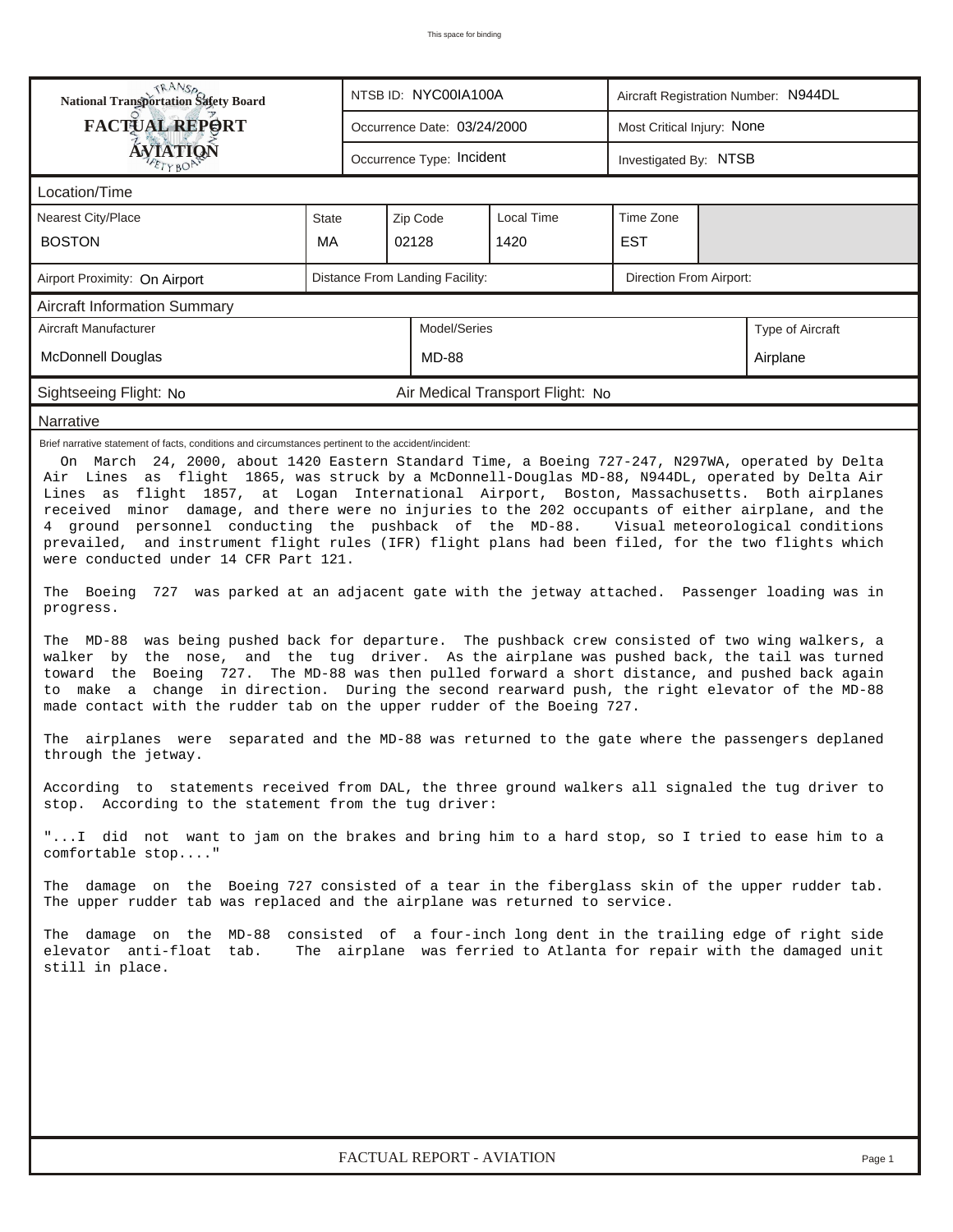# National Transportation Safety Board FACTUAL REPORT AVIATION

| | | |
|---|---|---|
| NTSB ID: NYC00IA100A | | Aircraft Registration Number: N944DL |
| Occurrence Date: 03/24/2000 | | Most Critical Injury: None |
| Occurrence Type: Incident | | Investigated By: NTSB |

## Location/Time

| Nearest City/Place | State | Zip Code | Local Time | Time Zone |
|---|---|---|---|---|
| BOSTON | MA | 02128 | 1420 | EST |

Airport Proximity: On Airport | Distance From Landing Facility: | Direction From Airport:

## Aircraft Information Summary

| Aircraft Manufacturer | Model/Series | Type of Aircraft |
|---|---|---|
| McDonnell Douglas | MD-88 | Airplane |

Sightseeing Flight: No | Air Medical Transport Flight: No

## Narrative

Brief narrative statement of facts, conditions and circumstances pertinent to the accident/incident:

On March 24, 2000, about 1420 Eastern Standard Time, a Boeing 727-247, N297WA, operated by Delta Air Lines as flight 1865, was struck by a McDonnell-Douglas MD-88, N944DL, operated by Delta Air Lines as flight 1857, at Logan International Airport, Boston, Massachusetts. Both airplanes received minor damage, and there were no injuries to the 202 occupants of either airplane, and the 4 ground personnel conducting the pushback of the MD-88. Visual meteorological conditions prevailed, and instrument flight rules (IFR) flight plans had been filed, for the two flights which were conducted under 14 CFR Part 121.

The Boeing 727 was parked at an adjacent gate with the jetway attached. Passenger loading was in progress.

The MD-88 was being pushed back for departure. The pushback crew consisted of two wing walkers, a walker by the nose, and the tug driver. As the airplane was pushed back, the tail was turned toward the Boeing 727. The MD-88 was then pulled forward a short distance, and pushed back again to make a change in direction. During the second rearward push, the right elevator of the MD-88 made contact with the rudder tab on the upper rudder of the Boeing 727.

The airplanes were separated and the MD-88 was returned to the gate where the passengers deplaned through the jetway.

According to statements received from DAL, the three ground walkers all signaled the tug driver to stop. According to the statement from the tug driver:

"...I did not want to jam on the brakes and bring him to a hard stop, so I tried to ease him to a comfortable stop...."

The damage on the Boeing 727 consisted of a tear in the fiberglass skin of the upper rudder tab. The upper rudder tab was replaced and the airplane was returned to service.

The damage on the MD-88 consisted of a four-inch long dent in the trailing edge of right side elevator anti-float tab. The airplane was ferried to Atlanta for repair with the damaged unit still in place.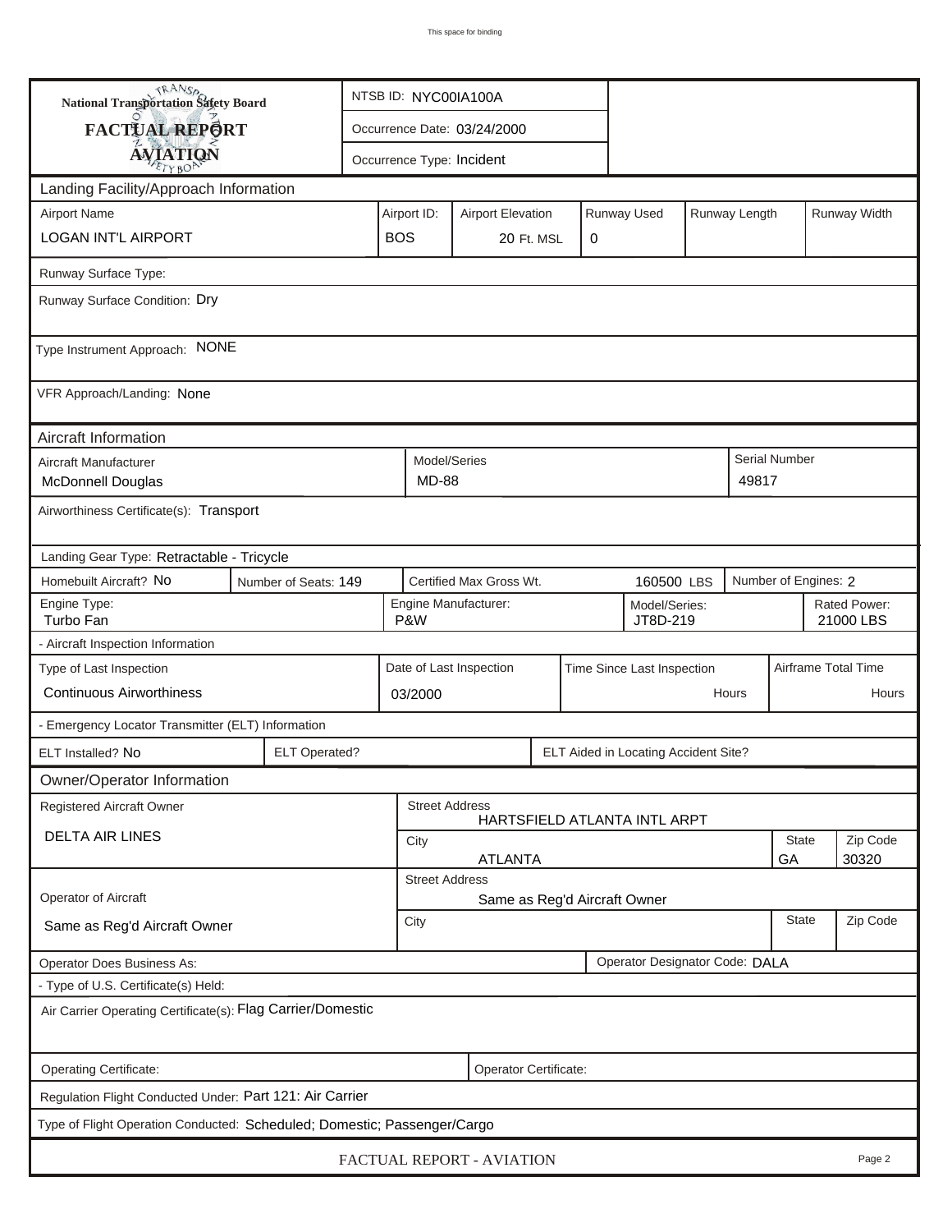This space for binding

| National Transportation Safety Board FACTUAL REPORT AVIATION | NTSB ID: NYC00IA100A |
|---|---|
| | Occurrence Date: 03/24/2000 |
| | Occurrence Type: Incident |

## Landing Facility/Approach Information

| Airport Name | Airport ID: | Airport Elevation | Runway Used | Runway Length | Runway Width |
|---|---|---|---|---|---|
| LOGAN INT'L AIRPORT | BOS | 20 Ft. MSL | 0 | | |

Runway Surface Type:

Runway Surface Condition: Dry

Type Instrument Approach: NONE

VFR Approach/Landing: None

## Aircraft Information

| Aircraft Manufacturer | Model/Series | Serial Number |
|---|---|---|
| McDonnell Douglas | MD-88 | 49817 |

Airworthiness Certificate(s): Transport

Landing Gear Type: Retractable - Tricycle

| Homebuilt Aircraft? | Number of Seats: | Certified Max Gross Wt. | Number of Engines: |
|---|---|---|---|
| No | 149 | 160500 LBS | 2 |

| Engine Type: | Engine Manufacturer: | Model/Series: | Rated Power: |
|---|---|---|---|
| Turbo Fan | P&W | JT8D-219 | 21000 LBS |

- Aircraft Inspection Information

| Type of Last Inspection | Date of Last Inspection | Time Since Last Inspection | Airframe Total Time |
|---|---|---|---|
| Continuous Airworthiness | 03/2000 | Hours | Hours |

- Emergency Locator Transmitter (ELT) Information

| ELT Installed? | ELT Operated? | ELT Aided in Locating Accident Site? |
|---|---|---|
| No | | |

## Owner/Operator Information

| Registered Aircraft Owner | Street Address | City | State | Zip Code |
|---|---|---|---|---|
| DELTA AIR LINES | HARTSFIELD ATLANTA INTL ARPT | ATLANTA | GA | 30320 |

| Operator of Aircraft | Street Address | City | State | Zip Code |
|---|---|---|---|---|
| Same as Reg'd Aircraft Owner | Same as Reg'd Aircraft Owner | | | |

Operator Does Business As:

Operator Designator Code: DALA

- Type of U.S. Certificate(s) Held:

Air Carrier Operating Certificate(s): Flag Carrier/Domestic

Operating Certificate:

Operator Certificate:

Regulation Flight Conducted Under: Part 121: Air Carrier

Type of Flight Operation Conducted: Scheduled; Domestic; Passenger/Cargo

FACTUAL REPORT - AVIATION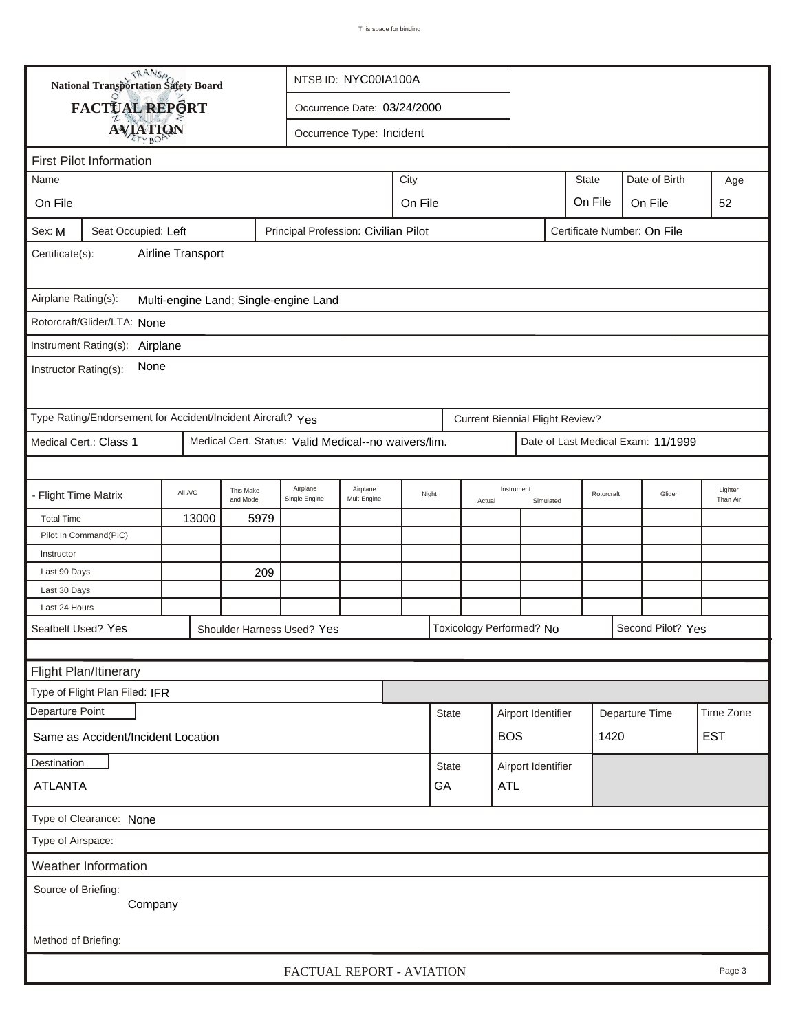National Transportation Safety Board

**FACTUAL REPORT**

**AVIATION**

NTSB ID: NYC00IA100A

Occurrence Date: 03/24/2000

Occurrence Type: Incident

## First Pilot Information

| Name | City | State | Date of Birth | Age |
|---|---|---|---|---|
| On File | On File | On File | On File | 52 |

Sex: M | Seat Occupied: Left | Principal Profession: Civilian Pilot | Certificate Number: On File

Certificate(s): Airline Transport

Airplane Rating(s): Multi-engine Land; Single-engine Land

Rotorcraft/Glider/LTA: None

Instrument Rating(s): Airplane

Instructor Rating(s): None

Type Rating/Endorsement for Accident/Incident Aircraft? Yes | Current Biennial Flight Review?

Medical Cert.: Class 1 | Medical Cert. Status: Valid Medical--no waivers/lim. | Date of Last Medical Exam: 11/1999

| - Flight Time Matrix | All A/C | This Make and Model | Airplane Single Engine | Airplane Mult-Engine | Night | Instrument Actual | Instrument Simulated | Rotorcraft | Glider | Lighter Than Air |
|---|---|---|---|---|---|---|---|---|---|---|
| Total Time | 13000 | 5979 | | | | | | | | |
| Pilot In Command(PIC) | | | | | | | | | | |
| Instructor | | | | | | | | | | |
| Last 90 Days | | 209 | | | | | | | | |
| Last 30 Days | | | | | | | | | | |
| Last 24 Hours | | | | | | | | | | |

Seatbelt Used? Yes | Shoulder Harness Used? Yes | Toxicology Performed? No | Second Pilot? Yes

## Flight Plan/Itinerary

Type of Flight Plan Filed: IFR

| Departure Point | State | Airport Identifier | Departure Time | Time Zone |
|---|---|---|---|---|
| Same as Accident/Incident Location | | BOS | 1420 | EST |

| Destination | State | Airport Identifier |
|---|---|---|
| ATLANTA | GA | ATL |

Type of Clearance: None

Type of Airspace:

## Weather Information

Source of Briefing: Company

Method of Briefing: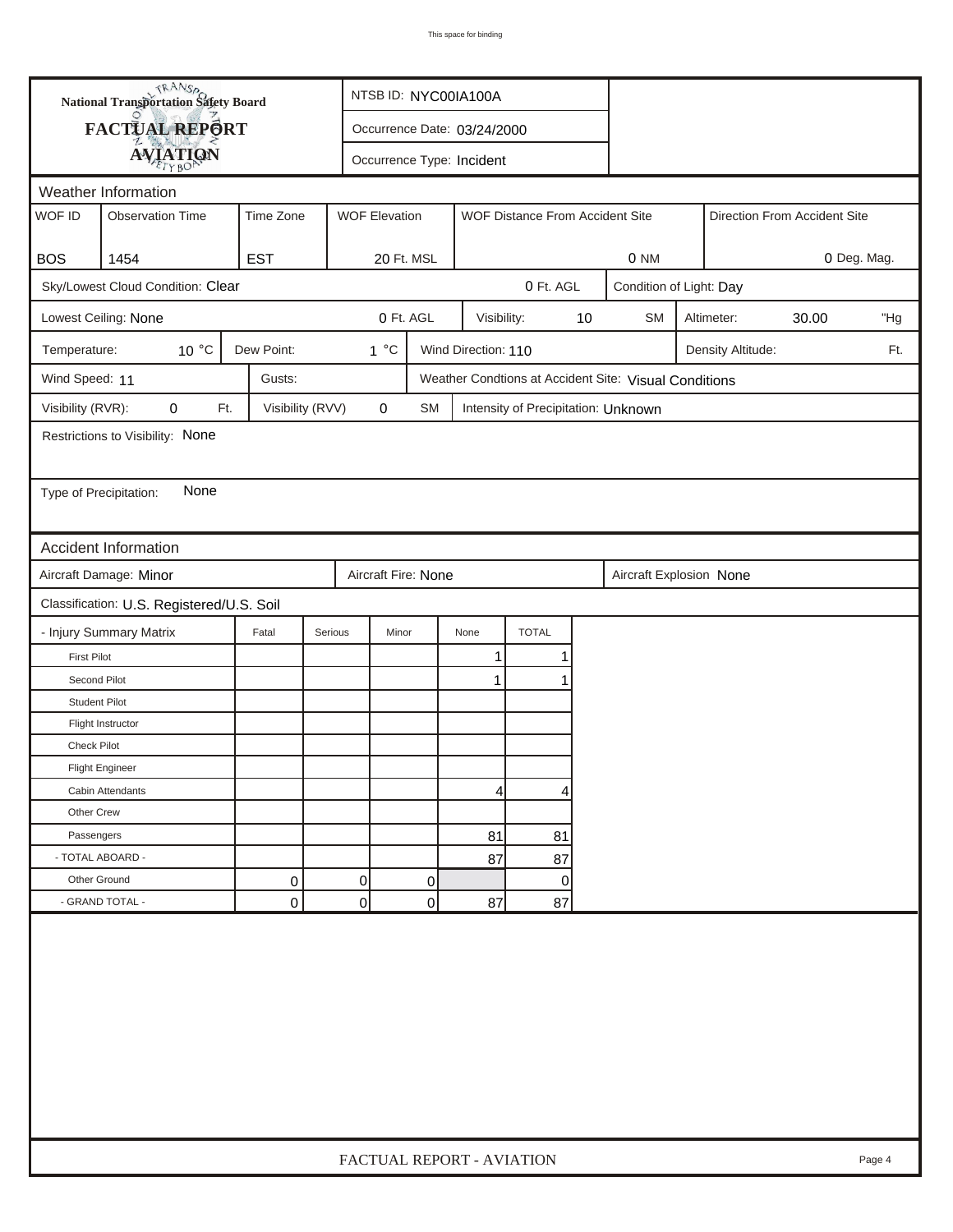# National Transportation Safety Board
# FACTUAL REPORT
# AVIATION

NTSB ID: NYC00IA100A

Occurrence Date: 03/24/2000

Occurrence Type: Incident

## Weather Information

| WOF ID | Observation Time | Time Zone | WOF Elevation | WOF Distance From Accident Site | Direction From Accident Site |
|---|---|---|---|---|---|
| BOS | 1454 | EST | 20 Ft. MSL | 0 NM | 0 Deg. Mag. |

Sky/Lowest Cloud Condition: Clear | 0 Ft. AGL | Condition of Light: Day

Lowest Ceiling: None | 0 Ft. AGL | Visibility: 10 SM | Altimeter: 30.00 "Hg

Temperature: 10 °C | Dew Point: 1 °C | Wind Direction: 110 | Density Altitude: Ft.

Wind Speed: 11 | Gusts: | Weather Condtions at Accident Site: Visual Conditions

Visibility (RVR): 0 Ft. | Visibility (RVV) 0 SM | Intensity of Precipitation: Unknown

Restrictions to Visibility: None

Type of Precipitation: None

## Accident Information

Aircraft Damage: Minor | Aircraft Fire: None | Aircraft Explosion None

Classification: U.S. Registered/U.S. Soil

| - Injury Summary Matrix | Fatal | Serious | Minor | None | TOTAL |
|---|---|---|---|---|---|
| First Pilot | | | | 1 | 1 |
| Second Pilot | | | | 1 | 1 |
| Student Pilot | | | | | |
| Flight Instructor | | | | | |
| Check Pilot | | | | | |
| Flight Engineer | | | | | |
| Cabin Attendants | | | | 4 | 4 |
| Other Crew | | | | | |
| Passengers | | | | 81 | 81 |
| - TOTAL ABOARD - | | | | 87 | 87 |
| Other Ground | 0 | 0 | 0 | | 0 |
| - GRAND TOTAL - | 0 | 0 | 0 | 87 | 87 |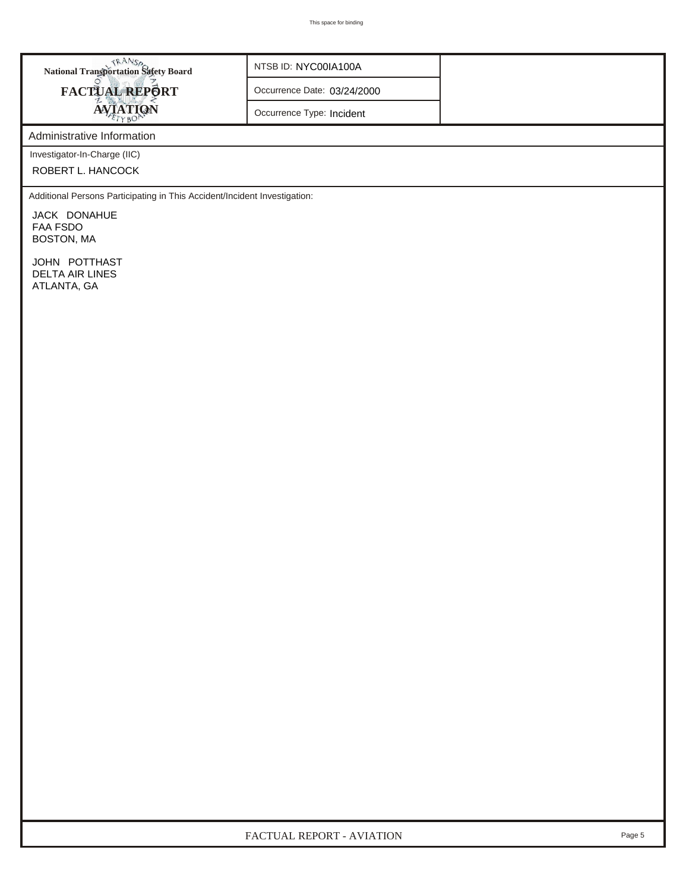**National Transportation Safety Board**
**FACTUAL REPORT**
**AVIATION**

| | |
|---|---|
| NTSB ID: NYC00IA100A | |
| Occurrence Date: 03/24/2000 | |
| Occurrence Type: Incident | |

## Administrative Information

Investigator-In-Charge (IIC)

ROBERT L. HANCOCK

Additional Persons Participating in This Accident/Incident Investigation:

JACK DONAHUE
FAA FSDO
BOSTON, MA

JOHN POTTHAST
DELTA AIR LINES
ATLANTA, GA